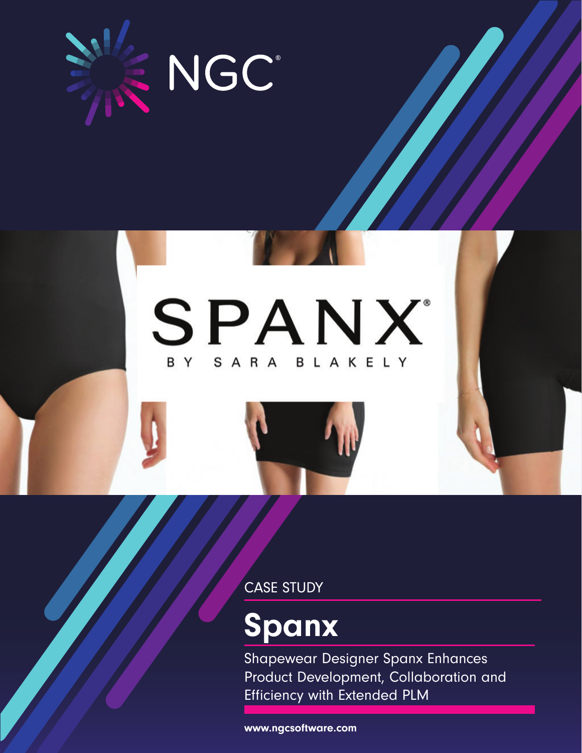NGC®

SPANX®

BY SARA BLAKELY

CASE STUDY

# Spanx

Shapewear Designer Spanx Enhances Product Development, Collaboration and Efficiency with Extended PLM

www.ngcsoftware.com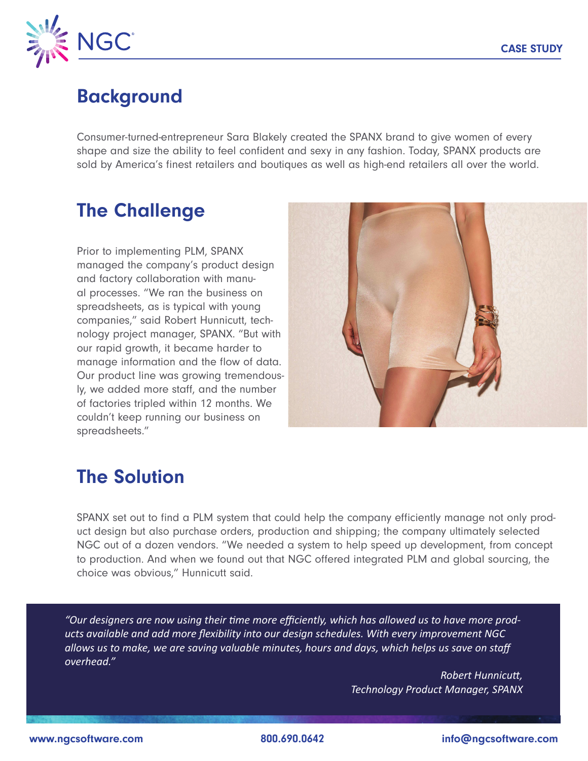## Background

Consumer-turned-entrepreneur Sara Blakely created the SPANX brand to give women of every shape and size the ability to feel confident and sexy in any fashion. Today, SPANX products are sold by America's finest retailers and boutiques as well as high-end retailers all over the world.

## The Challenge

Prior to implementing PLM, SPANX managed the company's product design and factory collaboration with manual processes. "We ran the business on spreadsheets, as is typical with young companies," said Robert Hunnicutt, technology project manager, SPANX. "But with our rapid growth, it became harder to manage information and the flow of data. Our product line was growing tremendously, we added more staff, and the number of factories tripled within 12 months. We couldn't keep running our business on spreadsheets."

## The Solution

SPANX set out to find a PLM system that could help the company efficiently manage not only product design but also purchase orders, production and shipping; the company ultimately selected NGC out of a dozen vendors. "We needed a system to help speed up development, from concept to production. And when we found out that NGC offered integrated PLM and global sourcing, the choice was obvious," Hunnicutt said.

> *"Our designers are now using their time more efficiently, which has allowed us to have more products available and add more flexibility into our design schedules. With every improvement NGC allows us to make, we are saving valuable minutes, hours and days, which helps us save on staff overhead."*
>
> *Robert Hunnicutt,*
> *Technology Product Manager, SPANX*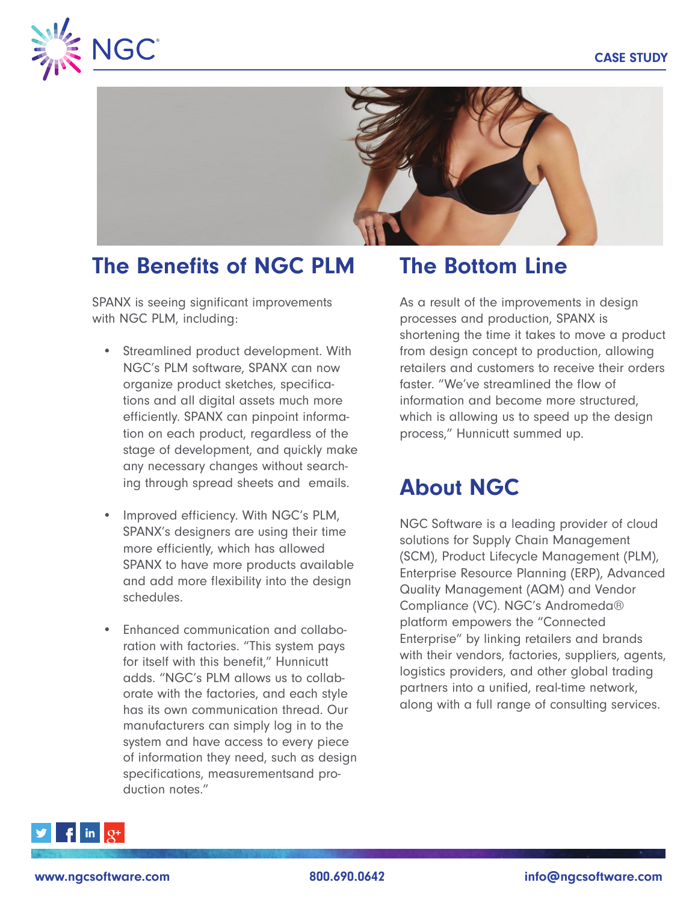## The Benefits of NGC PLM

SPANX is seeing significant improvements with NGC PLM, including:

- Streamlined product development. With NGC's PLM software, SPANX can now organize product sketches, specifications and all digital assets much more efficiently. SPANX can pinpoint information on each product, regardless of the stage of development, and quickly make any necessary changes without searching through spread sheets and emails.
- Improved efficiency. With NGC's PLM, SPANX's designers are using their time more efficiently, which has allowed SPANX to have more products available and add more flexibility into the design schedules.
- Enhanced communication and collaboration with factories. "This system pays for itself with this benefit," Hunnicutt adds. "NGC's PLM allows us to collaborate with the factories, and each style has its own communication thread. Our manufacturers can simply log in to the system and have access to every piece of information they need, such as design specifications, measurementsand production notes."

## The Bottom Line

As a result of the improvements in design processes and production, SPANX is shortening the time it takes to move a product from design concept to production, allowing retailers and customers to receive their orders faster. "We've streamlined the flow of information and become more structured, which is allowing us to speed up the design process," Hunnicutt summed up.

## About NGC

NGC Software is a leading provider of cloud solutions for Supply Chain Management (SCM), Product Lifecycle Management (PLM), Enterprise Resource Planning (ERP), Advanced Quality Management (AQM) and Vendor Compliance (VC). NGC's Andromeda® platform empowers the "Connected Enterprise" by linking retailers and brands with their vendors, factories, suppliers, agents, logistics providers, and other global trading partners into a unified, real-time network, along with a full range of consulting services.

www.ngcsoftware.com 800.690.0642 info@ngcsoftware.com